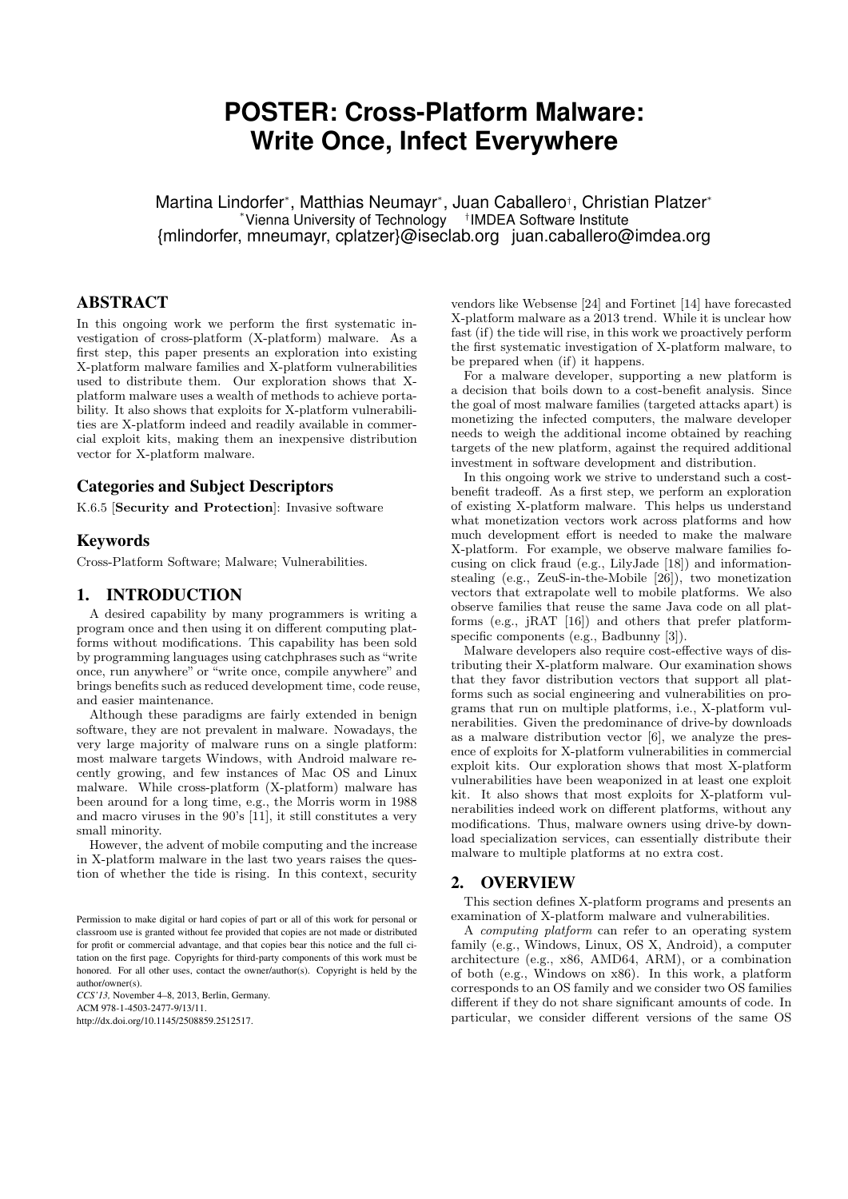# POSTER: Cross-Platform Malware: Write Once, Infect Everywhere

Martina Lindorfer[*], Matthias Neumayr[*], Juan Caballero[†], Christian Platzer[*]
[*]Vienna University of Technology [†]IMDEA Software Institute
{mlindorfer, mneumayr, cplatzer}@iseclab.org juan.caballero@imdea.org

## ABSTRACT

In this ongoing work we perform the first systematic investigation of cross-platform (X-platform) malware. As a first step, this paper presents an exploration into existing X-platform malware families and X-platform vulnerabilities used to distribute them. Our exploration shows that X-platform malware uses a wealth of methods to achieve portability. It also shows that exploits for X-platform vulnerabilities are X-platform indeed and readily available in commercial exploit kits, making them an inexpensive distribution vector for X-platform malware.

### Categories and Subject Descriptors

K.6.5 [**Security and Protection**]: Invasive software

### Keywords

Cross-Platform Software; Malware; Vulnerabilities.

## 1. INTRODUCTION

A desired capability by many programmers is writing a program once and then using it on different computing platforms without modifications. This capability has been sold by programming languages using catchphrases such as "write once, run anywhere" or "write once, compile anywhere" and brings benefits such as reduced development time, code reuse, and easier maintenance.

Although these paradigms are fairly extended in benign software, they are not prevalent in malware. Nowadays, the very large majority of malware runs on a single platform: most malware targets Windows, with Android malware recently growing, and few instances of Mac OS and Linux malware. While cross-platform (X-platform) malware has been around for a long time, e.g., the Morris worm in 1988 and macro viruses in the 90's [11], it still constitutes a very small minority.

However, the advent of mobile computing and the increase in X-platform malware in the last two years raises the question of whether the tide is rising. In this context, security vendors like Websense [24] and Fortinet [14] have forecasted X-platform malware as a 2013 trend. While it is unclear how fast (if) the tide will rise, in this work we proactively perform the first systematic investigation of X-platform malware, to be prepared when (if) it happens.

For a malware developer, supporting a new platform is a decision that boils down to a cost-benefit analysis. Since the goal of most malware families (targeted attacks apart) is monetizing the infected computers, the malware developer needs to weigh the additional income obtained by reaching targets of the new platform, against the required additional investment in software development and distribution.

In this ongoing work we strive to understand such a cost-benefit tradeoff. As a first step, we perform an exploration of existing X-platform malware. This helps us understand what monetization vectors work across platforms and how much development effort is needed to make the malware X-platform. For example, we observe malware families focusing on click fraud (e.g., LilyJade [18]) and information-stealing (e.g., ZeuS-in-the-Mobile [26]), two monetization vectors that extrapolate well to mobile platforms. We also observe families that reuse the same Java code on all platforms (e.g., jRAT [16]) and others that prefer platform-specific components (e.g., Badbunny [3]).

Malware developers also require cost-effective ways of distributing their X-platform malware. Our examination shows that they favor distribution vectors that support all platforms such as social engineering and vulnerabilities on programs that run on multiple platforms, i.e., X-platform vulnerabilities. Given the predominance of drive-by downloads as a malware distribution vector [6], we analyze the presence of exploits for X-platform vulnerabilities in commercial exploit kits. Our exploration shows that most X-platform vulnerabilities have been weaponized in at least one exploit kit. It also shows that most exploits for X-platform vulnerabilities indeed work on different platforms, without any modifications. Thus, malware owners using drive-by download specialization services, can essentially distribute their malware to multiple platforms at no extra cost.

## 2. OVERVIEW

This section defines X-platform programs and presents an examination of X-platform malware and vulnerabilities.

A *computing platform* can refer to an operating system family (e.g., Windows, Linux, OS X, Android), a computer architecture (e.g., x86, AMD64, ARM), or a combination of both (e.g., Windows on x86). In this work, a platform corresponds to an OS family and we consider two OS families different if they do not share significant amounts of code. In particular, we consider different versions of the same OS

Permission to make digital or hard copies of part or all of this work for personal or classroom use is granted without fee provided that copies are not made or distributed for profit or commercial advantage, and that copies bear this notice and the full citation on the first page. Copyrights for third-party components of this work must be honored. For all other uses, contact the owner/author(s). Copyright is held by the author/owner(s).
*CCS'13,* November 4–8, 2013, Berlin, Germany.
ACM 978-1-4503-2477-9/13/11.
http://dx.doi.org/10.1145/2508859.2512517.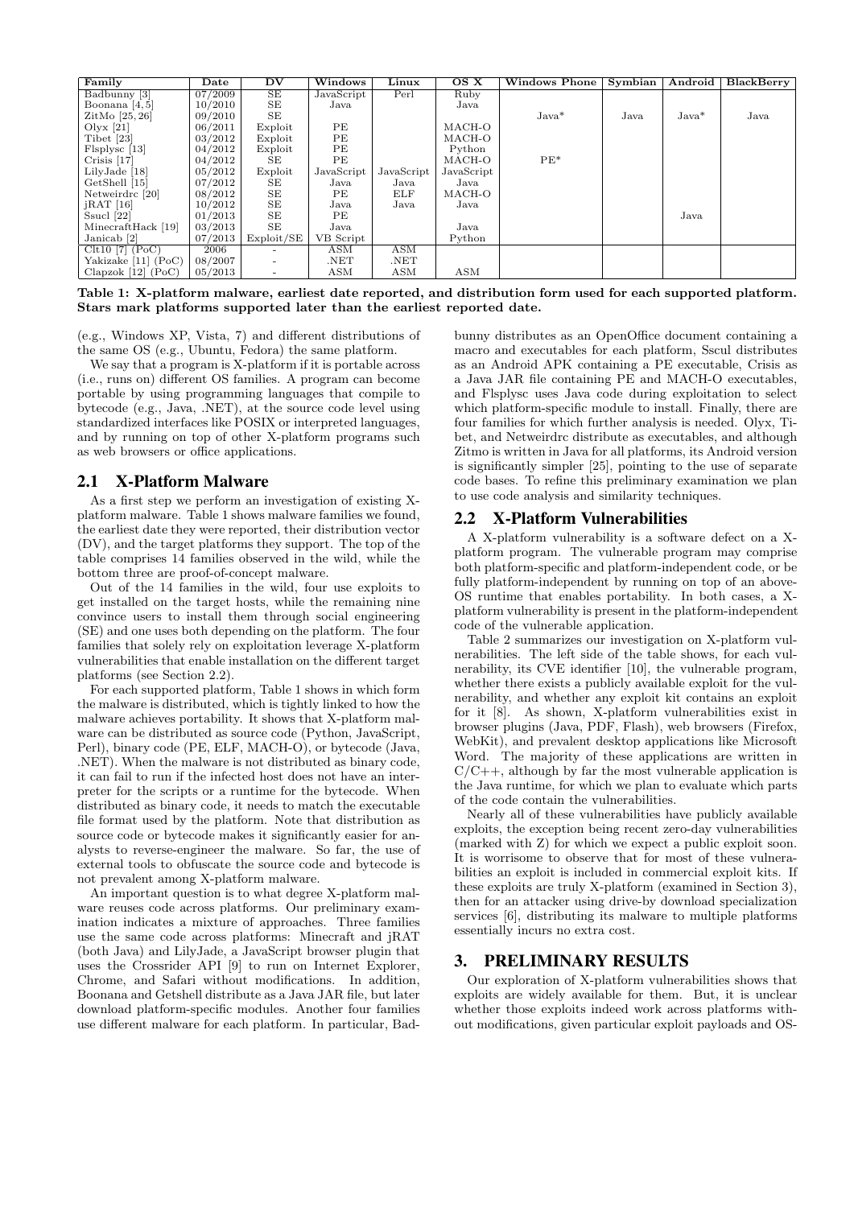| Family | Date | DV | Windows | Linux | OS X | Windows Phone | Symbian | Android | BlackBerry |
|---|---|---|---|---|---|---|---|---|---|
| Badbunny [3] | 07/2009 | SE | JavaScript | Perl | Ruby | | | | |
| Boonana [4, 5] | 10/2010 | SE | Java | | Java | | | | |
| ZitMo [25, 26] | 09/2010 | SE | | | | Java* | Java | Java* | Java |
| Olyx [21] | 06/2011 | Exploit | PE | | MACH-O | | | | |
| Tibet [23] | 03/2012 | Exploit | PE | | MACH-O | | | | |
| Flsplysc [13] | 04/2012 | Exploit | PE | | Python | | | | |
| Crisis [17] | 04/2012 | SE | PE | | MACH-O | PE* | | | |
| LilyJade [18] | 05/2012 | Exploit | JavaScript | JavaScript | JavaScript | | | | |
| GetShell [15] | 07/2012 | SE | Java | Java | Java | | | | |
| Netweirdrc [20] | 08/2012 | SE | PE | ELF | MACH-O | | | | |
| jRAT [16] | 10/2012 | SE | Java | Java | Java | | | | |
| Ssucl [22] | 01/2013 | SE | PE | | | | | Java | |
| MinecraftHack [19] | 03/2013 | SE | Java | | Java | | | | |
| Janicab [2] | 07/2013 | Exploit/SE | VB Script | | Python | | | | |
| Clt10 [7] (PoC) | 2006 | - | ASM | ASM | | | | | |
| Yakizake [11] (PoC) | 08/2007 | - | .NET | .NET | | | | | |
| Clapzok [12] (PoC) | 05/2013 | - | ASM | ASM | ASM | | | | |

**Table 1: X-platform malware, earliest date reported, and distribution form used for each supported platform. Stars mark platforms supported later than the earliest reported date.**

(e.g., Windows XP, Vista, 7) and different distributions of the same OS (e.g., Ubuntu, Fedora) the same platform.

We say that a program is X-platform if it is portable across (i.e., runs on) different OS families. A program can become portable by using programming languages that compile to bytecode (e.g., Java, .NET), at the source code level using standardized interfaces like POSIX or interpreted languages, and by running on top of other X-platform programs such as web browsers or office applications.

## 2.1 X-Platform Malware

As a first step we perform an investigation of existing X-platform malware. Table 1 shows malware families we found, the earliest date they were reported, their distribution vector (DV), and the target platforms they support. The top of the table comprises 14 families observed in the wild, while the bottom three are proof-of-concept malware.

Out of the 14 families in the wild, four use exploits to get installed on the target hosts, while the remaining nine convince users to install them through social engineering (SE) and one uses both depending on the platform. The four families that solely rely on exploitation leverage X-platform vulnerabilities that enable installation on the different target platforms (see Section 2.2).

For each supported platform, Table 1 shows in which form the malware is distributed, which is tightly linked to how the malware achieves portability. It shows that X-platform malware can be distributed as source code (Python, JavaScript, Perl), binary code (PE, ELF, MACH-O), or bytecode (Java, .NET). When the malware is not distributed as binary code, it can fail to run if the infected host does not have an interpreter for the scripts or a runtime for the bytecode. When distributed as binary code, it needs to match the executable file format used by the platform. Note that distribution as source code or bytecode makes it significantly easier for analysts to reverse-engineer the malware. So far, the use of external tools to obfuscate the source code and bytecode is not prevalent among X-platform malware.

An important question is to what degree X-platform malware reuses code across platforms. Our preliminary examination indicates a mixture of approaches. Three families use the same code across platforms: Minecraft and jRAT (both Java) and LilyJade, a JavaScript browser plugin that uses the Crossrider API [9] to run on Internet Explorer, Chrome, and Safari without modifications. In addition, Boonana and Getshell distribute as a Java JAR file, but later download platform-specific modules. Another four families use different malware for each platform. In particular, Badbunny distributes as an OpenOffice document containing a macro and executables for each platform, Sscul distributes as an Android APK containing a PE executable, Crisis as a Java JAR file containing PE and MACH-O executables, and Flsplysc uses Java code during exploitation to select which platform-specific module to install. Finally, there are four families for which further analysis is needed. Olyx, Tibet, and Netweirdrc distribute as executables, and although Zitmo is written in Java for all platforms, its Android version is significantly simpler [25], pointing to the use of separate code bases. To refine this preliminary examination we plan to use code analysis and similarity techniques.

## 2.2 X-Platform Vulnerabilities

A X-platform vulnerability is a software defect on a X-platform program. The vulnerable program may comprise both platform-specific and platform-independent code, or be fully platform-independent by running on top of an above-OS runtime that enables portability. In both cases, a X-platform vulnerability is present in the platform-independent code of the vulnerable application.

Table 2 summarizes our investigation on X-platform vulnerabilities. The left side of the table shows, for each vulnerability, its CVE identifier [10], the vulnerable program, whether there exists a publicly available exploit for the vulnerability, and whether any exploit kit contains an exploit for it [8]. As shown, X-platform vulnerabilities exist in browser plugins (Java, PDF, Flash), web browsers (Firefox, WebKit), and prevalent desktop applications like Microsoft Word. The majority of these applications are written in C/C++, although by far the most vulnerable application is the Java runtime, for which we plan to evaluate which parts of the code contain the vulnerabilities.

Nearly all of these vulnerabilities have publicly available exploits, the exception being recent zero-day vulnerabilities (marked with Z) for which we expect a public exploit soon. It is worrisome to observe that for most of these vulnerabilities an exploit is included in commercial exploit kits. If these exploits are truly X-platform (examined in Section 3), then for an attacker using drive-by download specialization services [6], distributing its malware to multiple platforms essentially incurs no extra cost.

# 3. PRELIMINARY RESULTS

Our exploration of X-platform vulnerabilities shows that exploits are widely available for them. But, it is unclear whether those exploits indeed work across platforms without modifications, given particular exploit payloads and OS-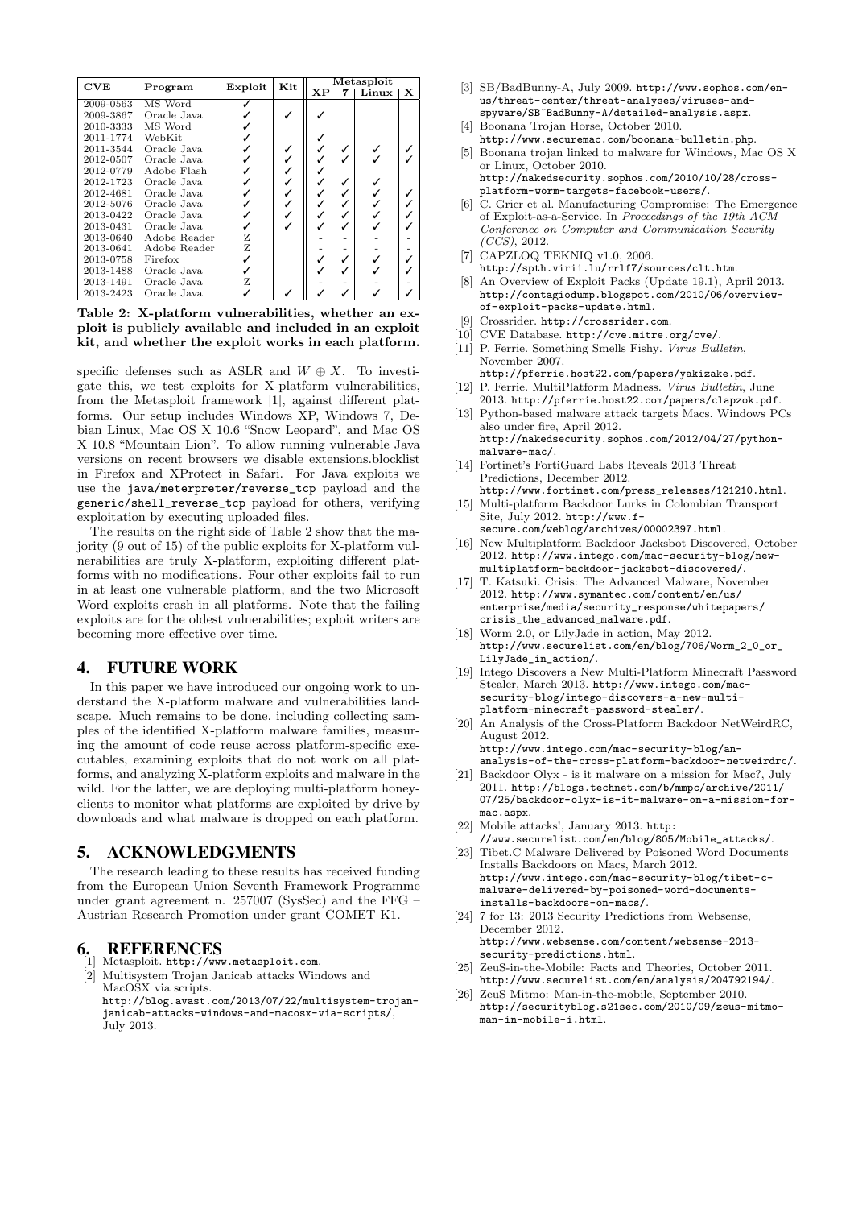| CVE | Program | Exploit | Kit | Metasploit | | | |
|---|---|---|---|---|---|---|---|
| | | | | XP | 7 | Linux | X |
| 2009-0563 | MS Word | ✓ | | | | | |
| 2009-3867 | Oracle Java | ✓ | ✓ | ✓ | | | |
| 2010-3333 | MS Word | ✓ | | | | | |
| 2011-1774 | WebKit | ✓ | | ✓ | | | |
| 2011-3544 | Oracle Java | ✓ | ✓ | ✓ | ✓ | ✓ | ✓ |
| 2012-0507 | Oracle Java | ✓ | ✓ | ✓ | ✓ | ✓ | ✓ |
| 2012-0779 | Adobe Flash | ✓ | ✓ | ✓ | | | |
| 2012-1723 | Oracle Java | ✓ | ✓ | ✓ | ✓ | ✓ | |
| 2012-4681 | Oracle Java | ✓ | ✓ | ✓ | ✓ | ✓ | ✓ |
| 2012-5076 | Oracle Java | ✓ | ✓ | ✓ | ✓ | ✓ | ✓ |
| 2013-0422 | Oracle Java | ✓ | ✓ | ✓ | ✓ | ✓ | ✓ |
| 2013-0431 | Oracle Java | ✓ | ✓ | ✓ | ✓ | ✓ | ✓ |
| 2013-0640 | Adobe Reader | Z | | - | - | - | - |
| 2013-0641 | Adobe Reader | Z | | - | - | - | - |
| 2013-0758 | Firefox | ✓ | | ✓ | ✓ | ✓ | ✓ |
| 2013-1488 | Oracle Java | ✓ | | ✓ | ✓ | ✓ | ✓ |
| 2013-1491 | Oracle Java | Z | | - | - | - | - |
| 2013-2423 | Oracle Java | ✓ | ✓ | ✓ | ✓ | ✓ | ✓ |

**Table 2: X-platform vulnerabilities, whether an exploit is publicly available and included in an exploit kit, and whether the exploit works in each platform.**

specific defenses such as ASLR and $W \oplus X$. To investigate this, we test exploits for X-platform vulnerabilities, from the Metasploit framework [1], against different platforms. Our setup includes Windows XP, Windows 7, Debian Linux, Mac OS X 10.6 "Snow Leopard", and Mac OS X 10.8 "Mountain Lion". To allow running vulnerable Java versions on recent browsers we disable extensions.blocklist in Firefox and XProtect in Safari. For Java exploits we use the `java/meterpreter/reverse_tcp` payload and the `generic/shell_reverse_tcp` payload for others, verifying exploitation by executing uploaded files.

The results on the right side of Table 2 show that the majority (9 out of 15) of the public exploits for X-platform vulnerabilities are truly X-platform, exploiting different platforms with no modifications. Four other exploits fail to run in at least one vulnerable platform, and the two Microsoft Word exploits crash in all platforms. Note that the failing exploits are for the oldest vulnerabilities; exploit writers are becoming more effective over time.

## 4. FUTURE WORK

In this paper we have introduced our ongoing work to understand the X-platform malware and vulnerabilities landscape. Much remains to be done, including collecting samples of the identified X-platform malware families, measuring the amount of code reuse across platform-specific executables, examining exploits that do not work on all platforms, and analyzing X-platform exploits and malware in the wild. For the latter, we are deploying multi-platform honeyclients to monitor what platforms are exploited by drive-by downloads and what malware is dropped on each platform.

## 5. ACKNOWLEDGMENTS

The research leading to these results has received funding from the European Union Seventh Framework Programme under grant agreement n. 257007 (SysSec) and the FFG – Austrian Research Promotion under grant COMET K1.

## 6. REFERENCES

[1] Metasploit. http://www.metasploit.com.

[2] Multisystem Trojan Janicab attacks Windows and MacOSX via scripts. http://blog.avast.com/2013/07/22/multisystem-trojan-janicab-attacks-windows-and-macosx-via-scripts/, July 2013.

[3] SB/BadBunny-A, July 2009. http://www.sophos.com/en-us/threat-center/threat-analyses/viruses-and-spyware/SB~BadBunny-A/detailed-analysis.aspx.

[4] Boonana Trojan Horse, October 2010. http://www.securemac.com/boonana-bulletin.php.

[5] Boonana trojan linked to malware for Windows, Mac OS X or Linux, October 2010. http://nakedsecurity.sophos.com/2010/10/28/cross-platform-worm-targets-facebook-users/.

[6] C. Grier et al. Manufacturing Compromise: The Emergence of Exploit-as-a-Service. In *Proceedings of the 19th ACM Conference on Computer and Communication Security (CCS)*, 2012.

[7] CAPZLOQ TEKNIQ v1.0, 2006. http://spth.virii.lu/rrlf7/sources/clt.htm.

[8] An Overview of Exploit Packs (Update 19.1), April 2013. http://contagiodump.blogspot.com/2010/06/overview-of-exploit-packs-update.html.

[9] Crossrider. http://crossrider.com.

[10] CVE Database. http://cve.mitre.org/cve/.

[11] P. Ferrie. Something Smells Fishy. *Virus Bulletin*, November 2007. http://pferrie.host22.com/papers/yakizake.pdf.

[12] P. Ferrie. MultiPlatform Madness. *Virus Bulletin*, June 2013. http://pferrie.host22.com/papers/clapzok.pdf.

[13] Python-based malware attack targets Macs. Windows PCs also under fire, April 2012. http://nakedsecurity.sophos.com/2012/04/27/python-malware-mac/.

[14] Fortinet's FortiGuard Labs Reveals 2013 Threat Predictions, December 2012. http://www.fortinet.com/press_releases/121210.html.

[15] Multi-platform Backdoor Lurks in Colombian Transport Site, July 2012. http://www.f-secure.com/weblog/archives/00002397.html.

[16] New Multiplatform Backdoor Jacksbot Discovered, October 2012. http://www.intego.com/mac-security-blog/new-multiplatform-backdoor-jacksbot-discovered/.

[17] T. Katsuki. Crisis: The Advanced Malware, November 2012. http://www.symantec.com/content/en/us/enterprise/media/security_response/whitepapers/crisis_the_advanced_malware.pdf.

[18] Worm 2.0, or LilyJade in action, May 2012. http://www.securelist.com/en/blog/706/Worm_2_0_or_LilyJade_in_action/.

[19] Intego Discovers a New Multi-Platform Minecraft Password Stealer, March 2013. http://www.intego.com/mac-security-blog/intego-discovers-a-new-multi-platform-minecraft-password-stealer/.

[20] An Analysis of the Cross-Platform Backdoor NetWeirdRC, August 2012. http://www.intego.com/mac-security-blog/an-analysis-of-the-cross-platform-backdoor-netweirdrc/.

[21] Backdoor Olyx - is it malware on a mission for Mac?, July 2011. http://blogs.technet.com/b/mmpc/archive/2011/07/25/backdoor-olyx-is-it-malware-on-a-mission-for-mac.aspx.

[22] Mobile attacks!, January 2013. http://www.securelist.com/en/blog/805/Mobile_attacks/.

[23] Tibet.C Malware Delivered by Poisoned Word Documents Installs Backdoors on Macs, March 2012. http://www.intego.com/mac-security-blog/tibet-c-malware-delivered-by-poisoned-word-documents-installs-backdoors-on-macs/.

[24] 7 for 13: 2013 Security Predictions from Websense, December 2012. http://www.websense.com/content/websense-2013-security-predictions.html.

[25] ZeuS-in-the-Mobile: Facts and Theories, October 2011. http://www.securelist.com/en/analysis/204792194/.

[26] ZeuS Mitmo: Man-in-the-mobile, September 2010. http://securityblog.s21sec.com/2010/09/zeus-mitmo-man-in-mobile-i.html.